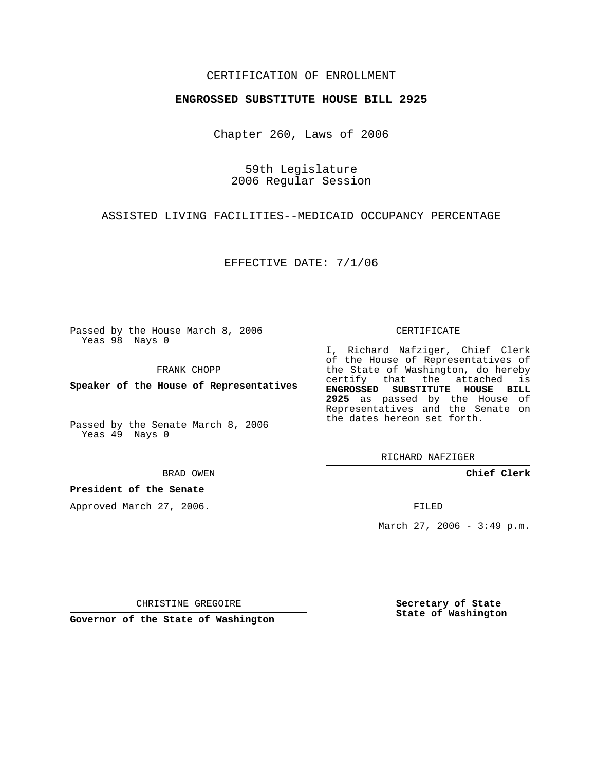CERTIFICATION OF ENROLLMENT

**ENGROSSED SUBSTITUTE HOUSE BILL 2925**

Chapter 260, Laws of 2006

59th Legislature
2006 Regular Session

ASSISTED LIVING FACILITIES--MEDICAID OCCUPANCY PERCENTAGE

EFFECTIVE DATE: 7/1/06

Passed by the House March 8, 2006
Yeas 98 Nays 0

FRANK CHOPP

**Speaker of the House of Representatives**

Passed by the Senate March 8, 2006
Yeas 49 Nays 0

BRAD OWEN

**President of the Senate**

Approved March 27, 2006.

CHRISTINE GREGOIRE

**Governor of the State of Washington**

CERTIFICATE

I, Richard Nafziger, Chief Clerk of the House of Representatives of the State of Washington, do hereby certify that the attached is **ENGROSSED SUBSTITUTE HOUSE BILL 2925** as passed by the House of Representatives and the Senate on the dates hereon set forth.

RICHARD NAFZIGER

**Chief Clerk**

FILED

March 27, 2006 - 3:49 p.m.

**Secretary of State**
**State of Washington**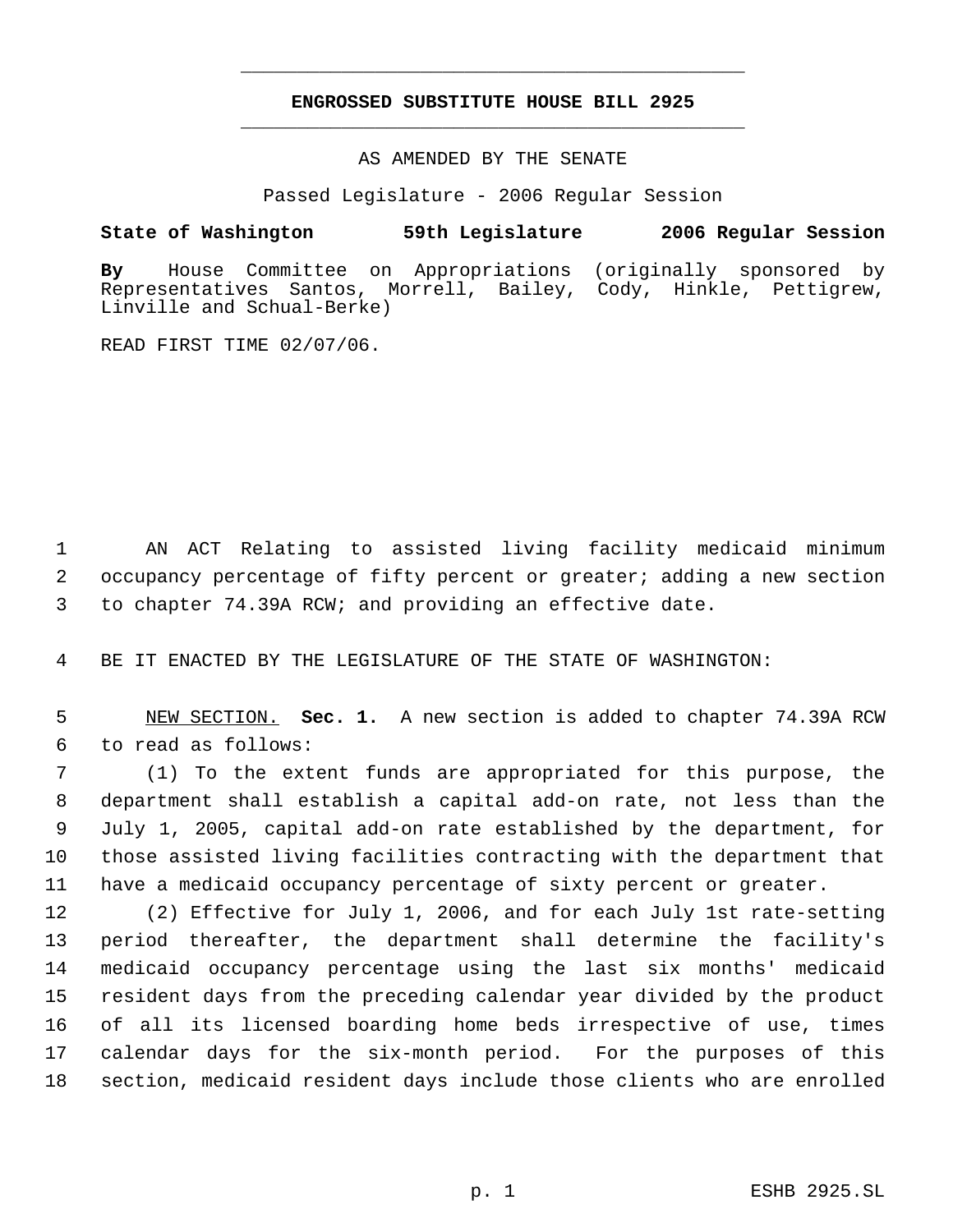# ENGROSSED SUBSTITUTE HOUSE BILL 2925

AS AMENDED BY THE SENATE

Passed Legislature - 2006 Regular Session

**State of Washington 59th Legislature 2006 Regular Session**

**By** House Committee on Appropriations (originally sponsored by Representatives Santos, Morrell, Bailey, Cody, Hinkle, Pettigrew, Linville and Schual-Berke)

READ FIRST TIME 02/07/06.

AN ACT Relating to assisted living facility medicaid minimum occupancy percentage of fifty percent or greater; adding a new section to chapter 74.39A RCW; and providing an effective date.

BE IT ENACTED BY THE LEGISLATURE OF THE STATE OF WASHINGTON:

NEW SECTION. **Sec. 1.** A new section is added to chapter 74.39A RCW to read as follows:

(1) To the extent funds are appropriated for this purpose, the department shall establish a capital add-on rate, not less than the July 1, 2005, capital add-on rate established by the department, for those assisted living facilities contracting with the department that have a medicaid occupancy percentage of sixty percent or greater.

(2) Effective for July 1, 2006, and for each July 1st rate-setting period thereafter, the department shall determine the facility's medicaid occupancy percentage using the last six months' medicaid resident days from the preceding calendar year divided by the product of all its licensed boarding home beds irrespective of use, times calendar days for the six-month period. For the purposes of this section, medicaid resident days include those clients who are enrolled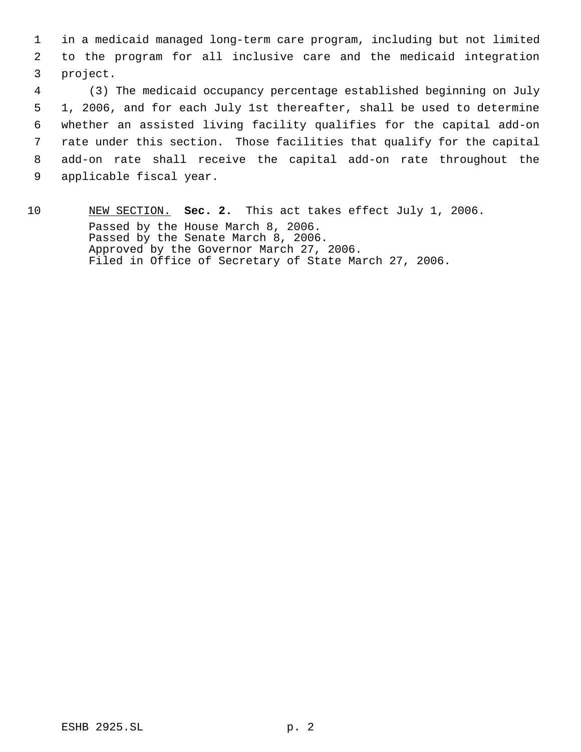in a medicaid managed long-term care program, including but not limited to the program for all inclusive care and the medicaid integration project.

(3) The medicaid occupancy percentage established beginning on July 1, 2006, and for each July 1st thereafter, shall be used to determine whether an assisted living facility qualifies for the capital add-on rate under this section. Those facilities that qualify for the capital add-on rate shall receive the capital add-on rate throughout the applicable fiscal year.

NEW SECTION. **Sec. 2.** This act takes effect July 1, 2006.

Passed by the House March 8, 2006.
Passed by the Senate March 8, 2006.
Approved by the Governor March 27, 2006.
Filed in Office of Secretary of State March 27, 2006.